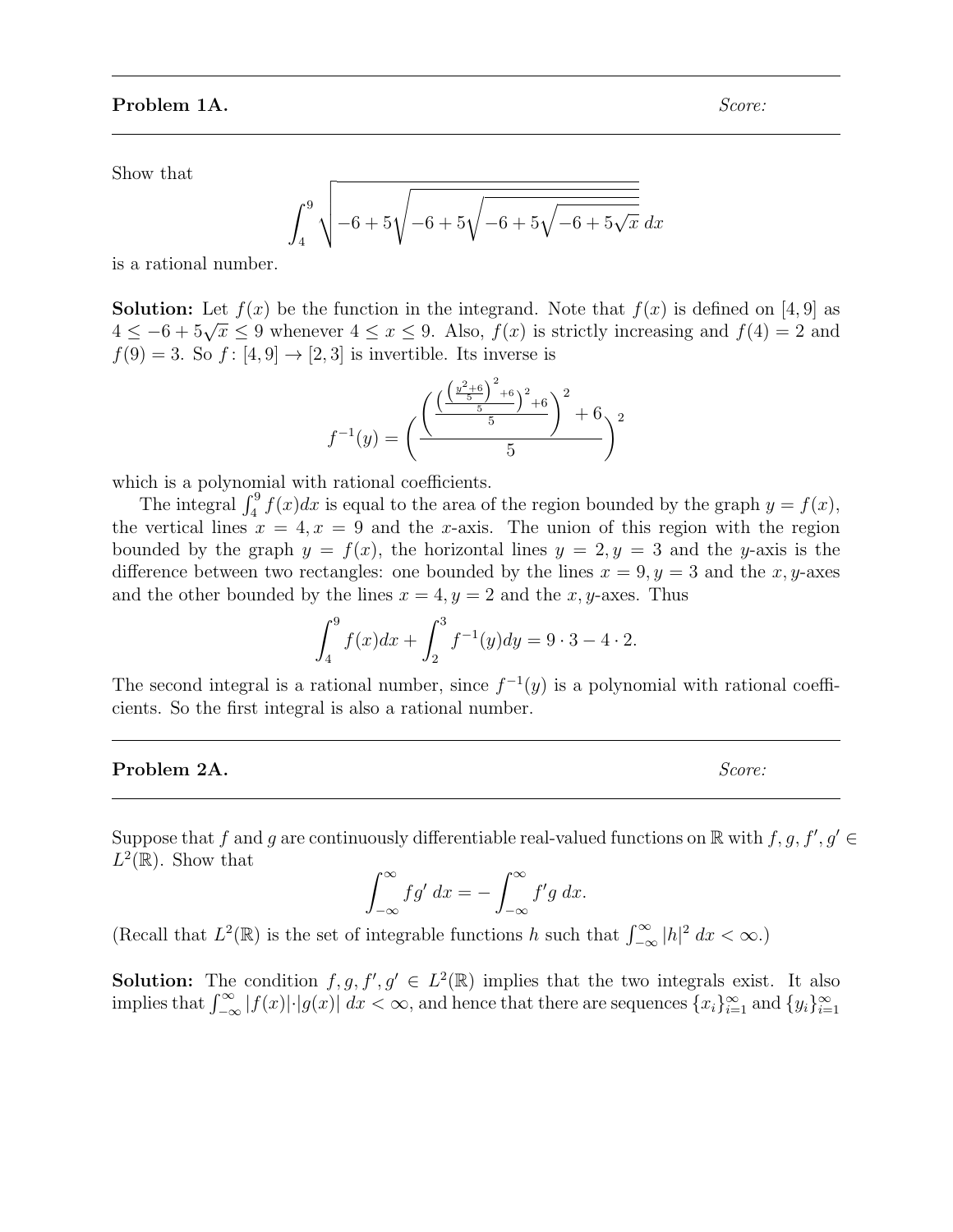**Problem 1A.** *Score:*

Show that

$$\int_4^9 \sqrt{-6+5\sqrt{-6+5\sqrt{-6+5\sqrt{-6+5\sqrt{x}}}}}\,dx$$

is a rational number.

**Solution:** Let $f(x)$ be the function in the integrand. Note that $f(x)$ is defined on $[4,9]$ as $4 \leq -6+5\sqrt{x} \leq 9$ whenever $4 \leq x \leq 9$. Also, $f(x)$ is strictly increasing and $f(4)=2$ and $f(9)=3$. So $f\colon [4,9] \to [2,3]$ is invertible. Its inverse is

$$f^{-1}(y) = \left( \frac{\left( \frac{\left( \frac{\left(\frac{y^2+6}{5}\right)^2+6}{5} \right)^2+6}{5} \right)^2 + 6}{5} \right)^2$$

which is a polynomial with rational coefficients.

The integral $\int_4^9 f(x)dx$ is equal to the area of the region bounded by the graph $y=f(x)$, the vertical lines $x=4, x=9$ and the $x$-axis. The union of this region with the region bounded by the graph $y=f(x)$, the horizontal lines $y=2, y=3$ and the $y$-axis is the difference between two rectangles: one bounded by the lines $x=9, y=3$ and the $x,y$-axes and the other bounded by the lines $x=4, y=2$ and the $x,y$-axes. Thus

$$\int_4^9 f(x)dx + \int_2^3 f^{-1}(y)dy = 9\cdot 3 - 4\cdot 2.$$

The second integral is a rational number, since $f^{-1}(y)$ is a polynomial with rational coefficients. So the first integral is also a rational number.

**Problem 2A.** *Score:*

Suppose that $f$ and $g$ are continuously differentiable real-valued functions on $\mathbb{R}$ with $f, g, f', g' \in L^2(\mathbb{R})$. Show that

$$\int_{-\infty}^{\infty} fg'\,dx = -\int_{-\infty}^{\infty} f'g\,dx.$$

(Recall that $L^2(\mathbb{R})$ is the set of integrable functions $h$ such that $\int_{-\infty}^{\infty} |h|^2\,dx < \infty$.)

**Solution:** The condition $f, g, f', g' \in L^2(\mathbb{R})$ implies that the two integrals exist. It also implies that $\int_{-\infty}^{\infty} |f(x)|\cdot|g(x)|\,dx < \infty$, and hence that there are sequences $\{x_i\}_{i=1}^{\infty}$ and $\{y_i\}_{i=1}^{\infty}$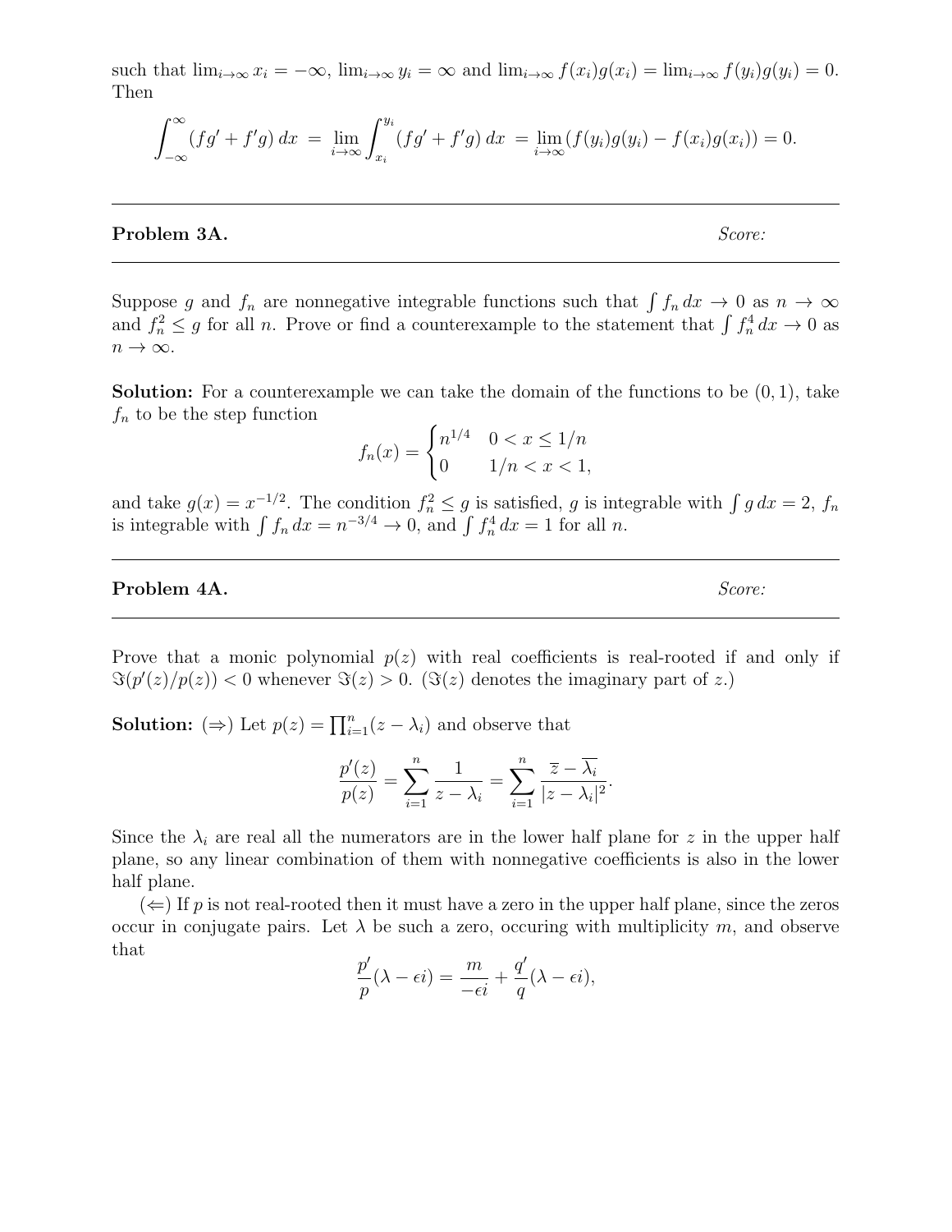such that $\lim_{i\to\infty} x_i = -\infty$, $\lim_{i\to\infty} y_i = \infty$ and $\lim_{i\to\infty} f(x_i)g(x_i) = \lim_{i\to\infty} f(y_i)g(y_i) = 0$. Then

$$\int_{-\infty}^{\infty} (fg' + f'g)\, dx \;=\; \lim_{i\to\infty} \int_{x_i}^{y_i} (fg' + f'g)\, dx \;=\; \lim_{i\to\infty} (f(y_i)g(y_i) - f(x_i)g(x_i)) = 0.$$

---

**Problem 3A.** *Score:*

---

Suppose $g$ and $f_n$ are nonnegative integrable functions such that $\int f_n\, dx \to 0$ as $n \to \infty$ and $f_n^2 \le g$ for all $n$. Prove or find a counterexample to the statement that $\int f_n^4\, dx \to 0$ as $n \to \infty$.

**Solution:** For a counterexample we can take the domain of the functions to be $(0,1)$, take $f_n$ to be the step function

$$f_n(x) = \begin{cases} n^{1/4} & 0 < x \le 1/n \\ 0 & 1/n < x < 1, \end{cases}$$

and take $g(x) = x^{-1/2}$. The condition $f_n^2 \le g$ is satisfied, $g$ is integrable with $\int g\, dx = 2$, $f_n$ is integrable with $\int f_n\, dx = n^{-3/4} \to 0$, and $\int f_n^4\, dx = 1$ for all $n$.

---

**Problem 4A.** *Score:*

---

Prove that a monic polynomial $p(z)$ with real coefficients is real-rooted if and only if $\Im(p'(z)/p(z)) < 0$ whenever $\Im(z) > 0$. ($\Im(z)$ denotes the imaginary part of $z$.)

**Solution:** ($\Rightarrow$) Let $p(z) = \prod_{i=1}^{n}(z - \lambda_i)$ and observe that

$$\frac{p'(z)}{p(z)} = \sum_{i=1}^{n} \frac{1}{z - \lambda_i} = \sum_{i=1}^{n} \frac{\overline{z} - \overline{\lambda_i}}{|z - \lambda_i|^2}.$$

Since the $\lambda_i$ are real all the numerators are in the lower half plane for $z$ in the upper half plane, so any linear combination of them with nonnegative coefficients is also in the lower half plane.

($\Leftarrow$) If $p$ is not real-rooted then it must have a zero in the upper half plane, since the zeros occur in conjugate pairs. Let $\lambda$ be such a zero, occuring with multiplicity $m$, and observe that

$$\frac{p'}{p}(\lambda - \epsilon i) = \frac{m}{-\epsilon i} + \frac{q'}{q}(\lambda - \epsilon i),$$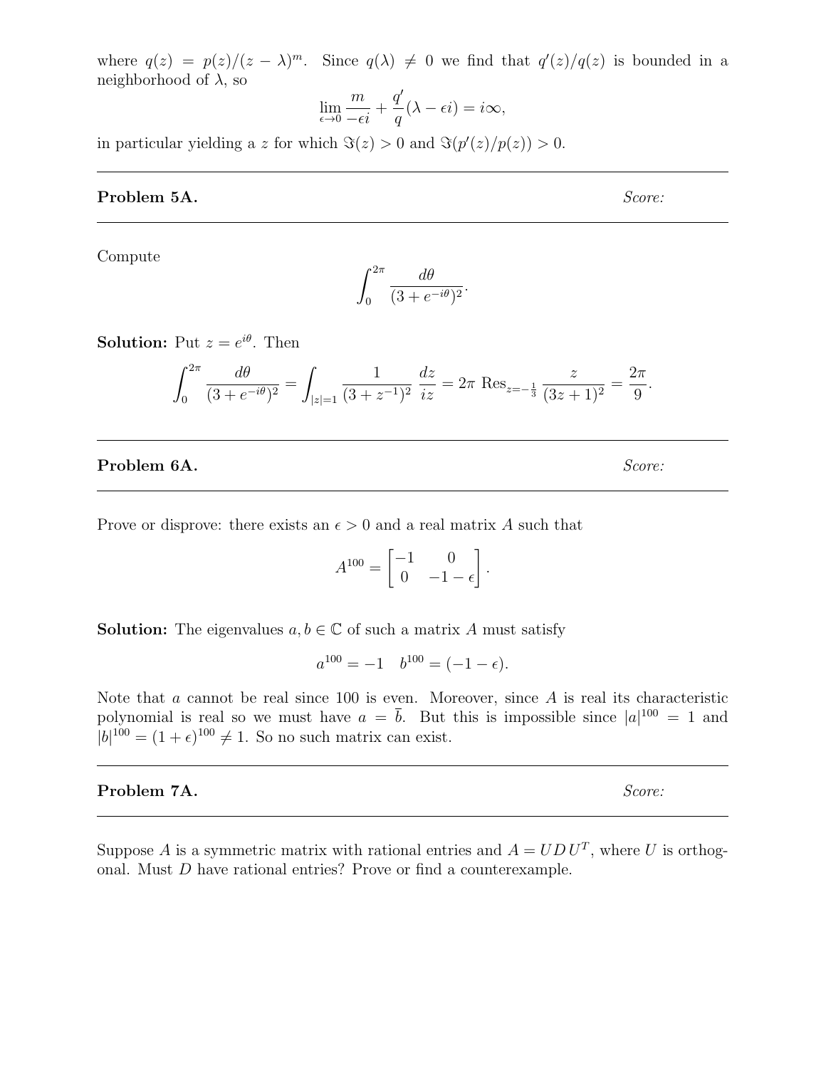where $q(z) = p(z)/(z-\lambda)^m$. Since $q(\lambda) \neq 0$ we find that $q'(z)/q(z)$ is bounded in a neighborhood of $\lambda$, so

$$\lim_{\epsilon \to 0} \frac{m}{-\epsilon i} + \frac{q'}{q}(\lambda - \epsilon i) = i\infty,$$

in particular yielding a $z$ for which $\Im(z) > 0$ and $\Im(p'(z)/p(z)) > 0$.

---

**Problem 5A.** *Score:*

---

Compute

$$\int_0^{2\pi} \frac{d\theta}{(3 + e^{-i\theta})^2}.$$

**Solution:** Put $z = e^{i\theta}$. Then

$$\int_0^{2\pi} \frac{d\theta}{(3+e^{-i\theta})^2} = \int_{|z|=1} \frac{1}{(3+z^{-1})^2} \, \frac{dz}{iz} = 2\pi \ \mathrm{Res}_{z=-\frac{1}{3}} \frac{z}{(3z+1)^2} = \frac{2\pi}{9}.$$

---

**Problem 6A.** *Score:*

---

Prove or disprove: there exists an $\epsilon > 0$ and a real matrix $A$ such that

$$A^{100} = \begin{bmatrix} -1 & 0 \\ 0 & -1-\epsilon \end{bmatrix}.$$

**Solution:** The eigenvalues $a, b \in \mathbb{C}$ of such a matrix $A$ must satisfy

$$a^{100} = -1 \quad b^{100} = (-1-\epsilon).$$

Note that $a$ cannot be real since 100 is even. Moreover, since $A$ is real its characteristic polynomial is real so we must have $a = \bar{b}$. But this is impossible since $|a|^{100} = 1$ and $|b|^{100} = (1+\epsilon)^{100} \neq 1$. So no such matrix can exist.

---

**Problem 7A.** *Score:*

---

Suppose $A$ is a symmetric matrix with rational entries and $A = UDU^T$, where $U$ is orthogonal. Must $D$ have rational entries? Prove or find a counterexample.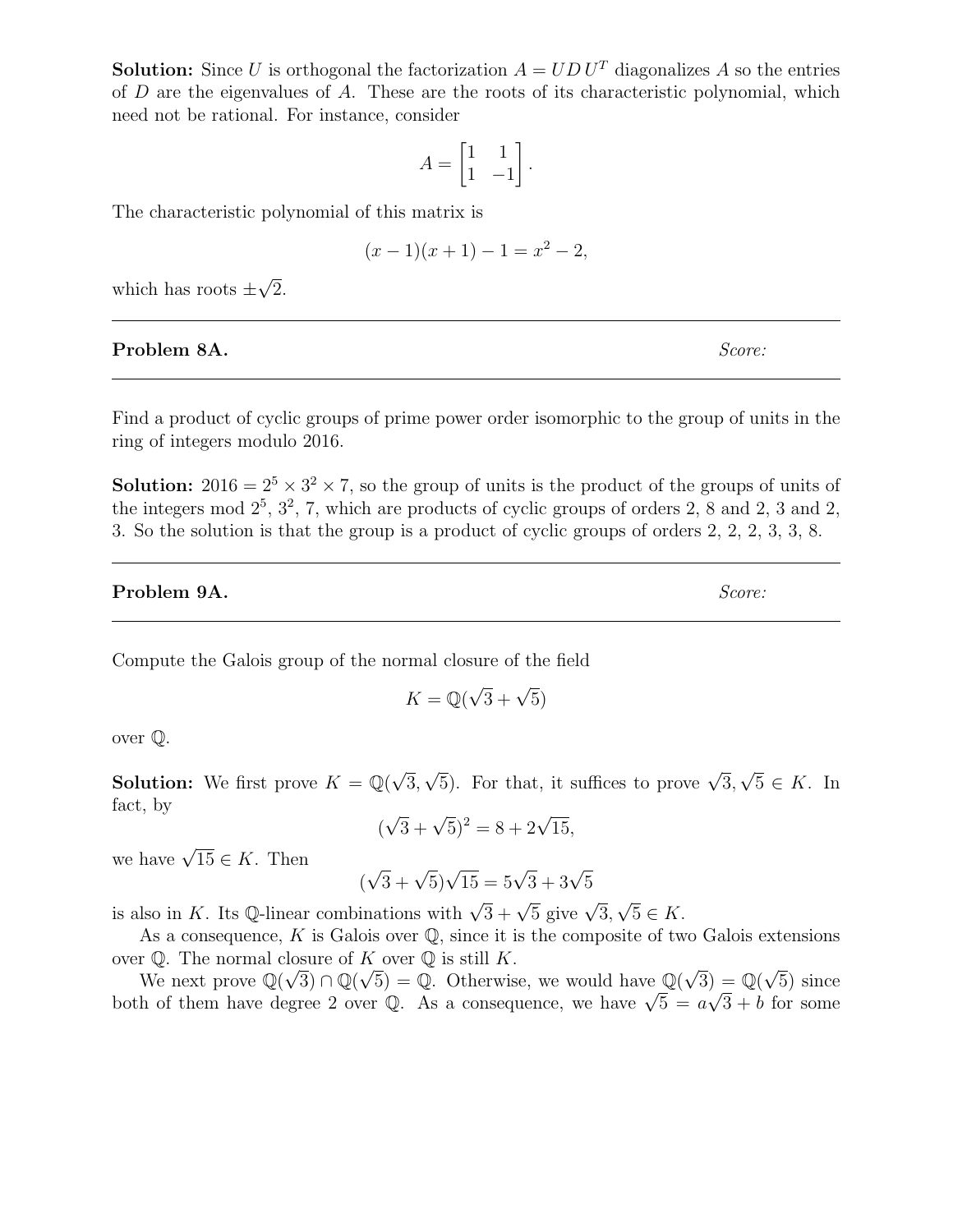**Solution:** Since $U$ is orthogonal the factorization $A = UDU^T$ diagonalizes $A$ so the entries of $D$ are the eigenvalues of $A$. These are the roots of its characteristic polynomial, which need not be rational. For instance, consider

$$A = \begin{bmatrix} 1 & 1 \\ 1 & -1 \end{bmatrix}.$$

The characteristic polynomial of this matrix is

$$(x-1)(x+1) - 1 = x^2 - 2,$$

which has roots $\pm\sqrt{2}$.

---

**Problem 8A.** *Score:*

---

Find a product of cyclic groups of prime power order isomorphic to the group of units in the ring of integers modulo 2016.

**Solution:** $2016 = 2^5 \times 3^2 \times 7$, so the group of units is the product of the groups of units of the integers mod $2^5$, $3^2$, 7, which are products of cyclic groups of orders 2, 8 and 2, 3 and 2, 3. So the solution is that the group is a product of cyclic groups of orders 2, 2, 2, 3, 3, 8.

---

**Problem 9A.** *Score:*

---

Compute the Galois group of the normal closure of the field

$$K = \mathbb{Q}(\sqrt{3} + \sqrt{5})$$

over $\mathbb{Q}$.

**Solution:** We first prove $K = \mathbb{Q}(\sqrt{3}, \sqrt{5})$. For that, it suffices to prove $\sqrt{3}, \sqrt{5} \in K$. In fact, by

$$(\sqrt{3} + \sqrt{5})^2 = 8 + 2\sqrt{15},$$

we have $\sqrt{15} \in K$. Then

$$(\sqrt{3} + \sqrt{5})\sqrt{15} = 5\sqrt{3} + 3\sqrt{5}$$

is also in $K$. Its $\mathbb{Q}$-linear combinations with $\sqrt{3} + \sqrt{5}$ give $\sqrt{3}, \sqrt{5} \in K$.

As a consequence, $K$ is Galois over $\mathbb{Q}$, since it is the composite of two Galois extensions over $\mathbb{Q}$. The normal closure of $K$ over $\mathbb{Q}$ is still $K$.

We next prove $\mathbb{Q}(\sqrt{3}) \cap \mathbb{Q}(\sqrt{5}) = \mathbb{Q}$. Otherwise, we would have $\mathbb{Q}(\sqrt{3}) = \mathbb{Q}(\sqrt{5})$ since both of them have degree 2 over $\mathbb{Q}$. As a consequence, we have $\sqrt{5} = a\sqrt{3} + b$ for some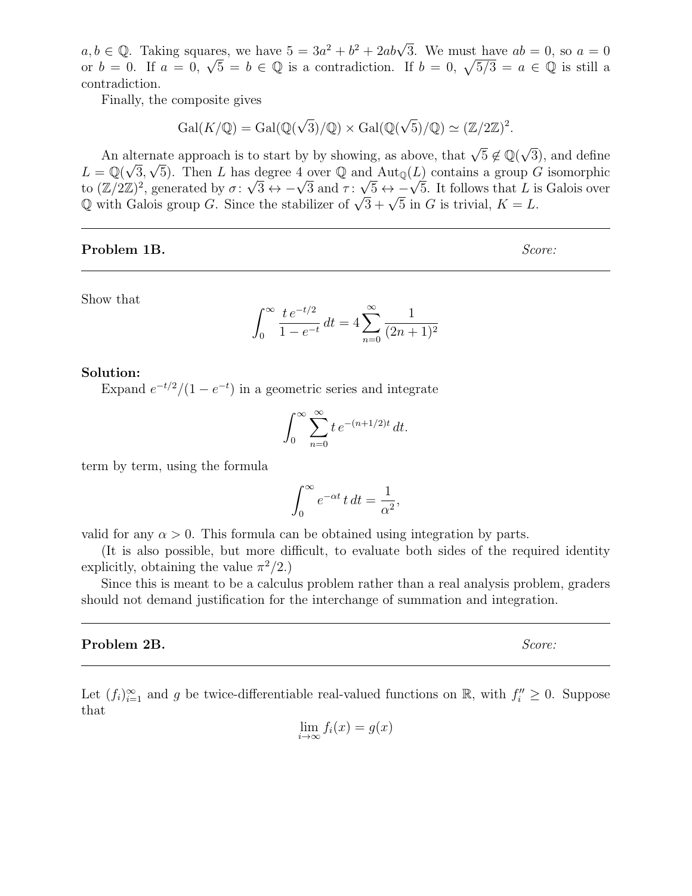$a, b \in \mathbb{Q}$. Taking squares, we have $5 = 3a^2 + b^2 + 2ab\sqrt{3}$. We must have $ab = 0$, so $a = 0$ or $b = 0$. If $a = 0$, $\sqrt{5} = b \in \mathbb{Q}$ is a contradiction. If $b = 0$, $\sqrt{5/3} = a \in \mathbb{Q}$ is still a contradiction.

Finally, the composite gives

$$\mathrm{Gal}(K/\mathbb{Q}) = \mathrm{Gal}(\mathbb{Q}(\sqrt{3})/\mathbb{Q}) \times \mathrm{Gal}(\mathbb{Q}(\sqrt{5})/\mathbb{Q}) \simeq (\mathbb{Z}/2\mathbb{Z})^2.$$

An alternate approach is to start by by showing, as above, that $\sqrt{5} \notin \mathbb{Q}(\sqrt{3})$, and define $L = \mathbb{Q}(\sqrt{3}, \sqrt{5})$. Then $L$ has degree 4 over $\mathbb{Q}$ and $\mathrm{Aut}_{\mathbb{Q}}(L)$ contains a group $G$ isomorphic to $(\mathbb{Z}/2\mathbb{Z})^2$, generated by $\sigma\colon \sqrt{3} \leftrightarrow -\sqrt{3}$ and $\tau\colon \sqrt{5} \leftrightarrow -\sqrt{5}$. It follows that $L$ is Galois over $\mathbb{Q}$ with Galois group $G$. Since the stabilizer of $\sqrt{3} + \sqrt{5}$ in $G$ is trivial, $K = L$.

---

**Problem 1B.** *Score:*

---

Show that

$$\int_0^\infty \frac{t\, e^{-t/2}}{1 - e^{-t}}\, dt = 4 \sum_{n=0}^\infty \frac{1}{(2n+1)^2}$$

**Solution:**

Expand $e^{-t/2}/(1 - e^{-t})$ in a geometric series and integrate

$$\int_0^\infty \sum_{n=0}^\infty t\, e^{-(n+1/2)t}\, dt.$$

term by term, using the formula

$$\int_0^\infty e^{-\alpha t}\, t\, dt = \frac{1}{\alpha^2},$$

valid for any $\alpha > 0$. This formula can be obtained using integration by parts.

(It is also possible, but more difficult, to evaluate both sides of the required identity explicitly, obtaining the value $\pi^2/2$.)

Since this is meant to be a calculus problem rather than a real analysis problem, graders should not demand justification for the interchange of summation and integration.

---

**Problem 2B.** *Score:*

---

Let $(f_i)_{i=1}^\infty$ and $g$ be twice-differentiable real-valued functions on $\mathbb{R}$, with $f_i'' \geq 0$. Suppose that

$$\lim_{i \to \infty} f_i(x) = g(x)$$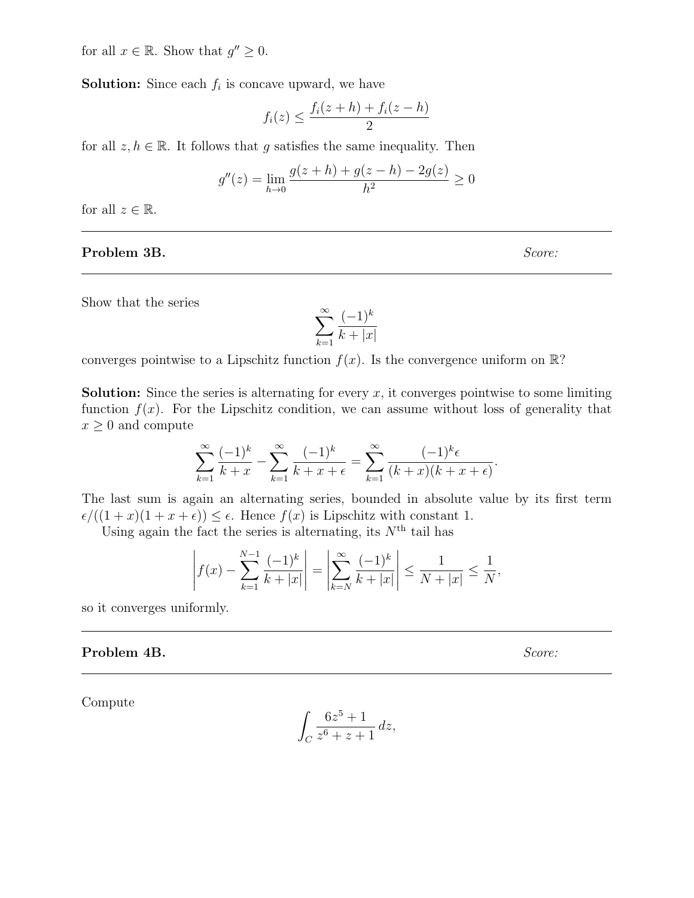for all $x \in \mathbb{R}$. Show that $g'' \geq 0$.

**Solution:** Since each $f_i$ is concave upward, we have

$$f_i(z) \leq \frac{f_i(z+h) + f_i(z-h)}{2}$$

for all $z, h \in \mathbb{R}$. It follows that $g$ satisfies the same inequality. Then

$$g''(z) = \lim_{h \to 0} \frac{g(z+h) + g(z-h) - 2g(z)}{h^2} \geq 0$$

for all $z \in \mathbb{R}$.

---

**Problem 3B.** *Score:*

---

Show that the series

$$\sum_{k=1}^{\infty} \frac{(-1)^k}{k + |x|}$$

converges pointwise to a Lipschitz function $f(x)$. Is the convergence uniform on $\mathbb{R}$?

**Solution:** Since the series is alternating for every $x$, it converges pointwise to some limiting function $f(x)$. For the Lipschitz condition, we can assume without loss of generality that $x \geq 0$ and compute

$$\sum_{k=1}^{\infty} \frac{(-1)^k}{k+x} - \sum_{k=1}^{\infty} \frac{(-1)^k}{k+x+\epsilon} = \sum_{k=1}^{\infty} \frac{(-1)^k \epsilon}{(k+x)(k+x+\epsilon)}.$$

The last sum is again an alternating series, bounded in absolute value by its first term $\epsilon/((1+x)(1+x+\epsilon)) \leq \epsilon$. Hence $f(x)$ is Lipschitz with constant 1.

Using again the fact the series is alternating, its $N^{\text{th}}$ tail has

$$\left| f(x) - \sum_{k=1}^{N-1} \frac{(-1)^k}{k+|x|} \right| = \left| \sum_{k=N}^{\infty} \frac{(-1)^k}{k+|x|} \right| \leq \frac{1}{N+|x|} \leq \frac{1}{N},$$

so it converges uniformly.

---

**Problem 4B.** *Score:*

---

Compute

$$\int_C \frac{6z^5 + 1}{z^6 + z + 1} \, dz,$$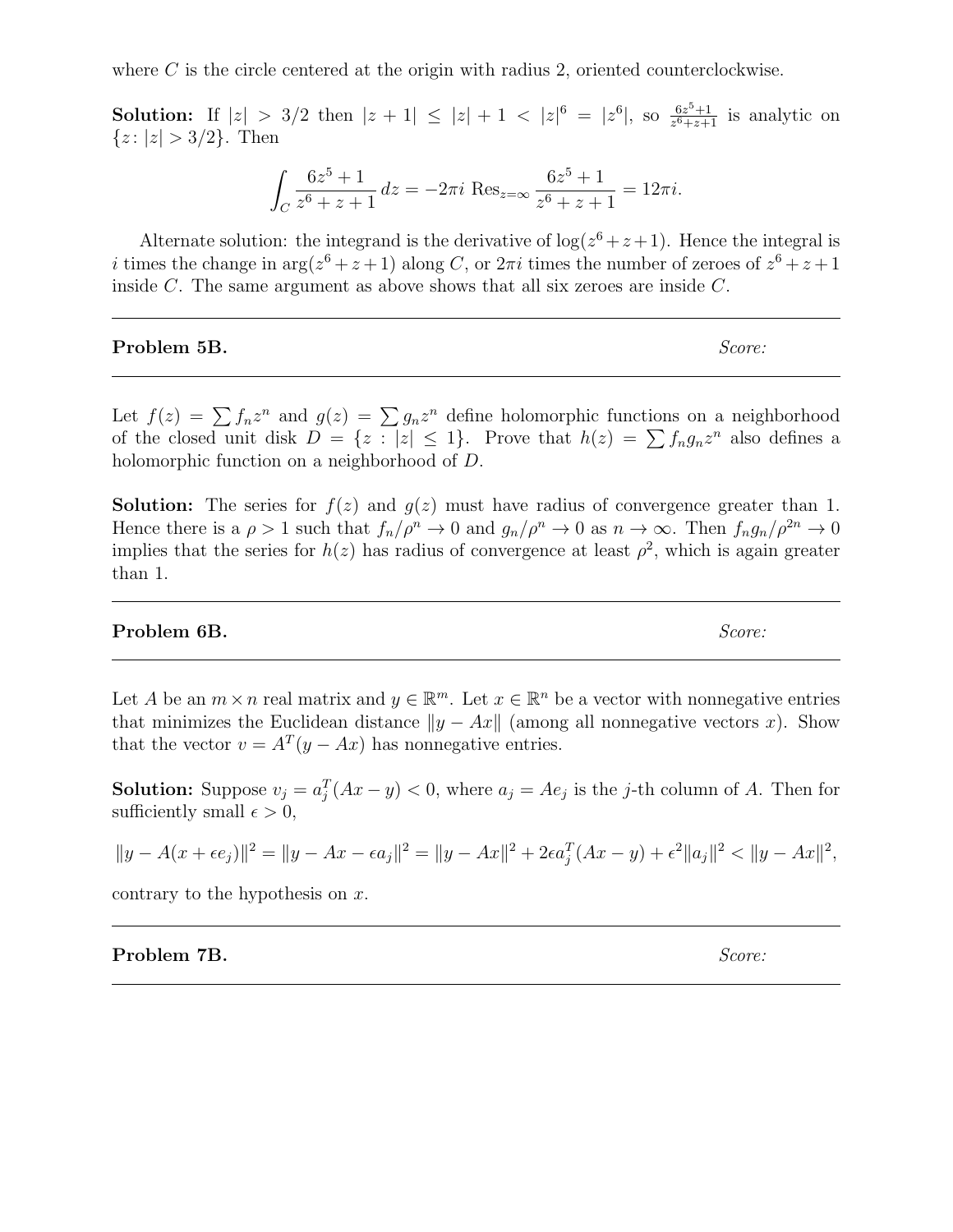where $C$ is the circle centered at the origin with radius 2, oriented counterclockwise.

**Solution:** If $|z| > 3/2$ then $|z+1| \leq |z| + 1 < |z|^6 = |z^6|$, so $\frac{6z^5+1}{z^6+z+1}$ is analytic on $\{z\colon |z| > 3/2\}$. Then

$$\int_C \frac{6z^5+1}{z^6+z+1}\,dz = -2\pi i \;\text{Res}_{z=\infty} \frac{6z^5+1}{z^6+z+1} = 12\pi i.$$

Alternate solution: the integrand is the derivative of $\log(z^6+z+1)$. Hence the integral is $i$ times the change in $\arg(z^6+z+1)$ along $C$, or $2\pi i$ times the number of zeroes of $z^6+z+1$ inside $C$. The same argument as above shows that all six zeroes are inside $C$.

---

**Problem 5B.** *Score:*

---

Let $f(z) = \sum f_n z^n$ and $g(z) = \sum g_n z^n$ define holomorphic functions on a neighborhood of the closed unit disk $D = \{z : |z| \leq 1\}$. Prove that $h(z) = \sum f_n g_n z^n$ also defines a holomorphic function on a neighborhood of $D$.

**Solution:** The series for $f(z)$ and $g(z)$ must have radius of convergence greater than 1. Hence there is a $\rho > 1$ such that $f_n/\rho^n \to 0$ and $g_n/\rho^n \to 0$ as $n \to \infty$. Then $f_n g_n/\rho^{2n} \to 0$ implies that the series for $h(z)$ has radius of convergence at least $\rho^2$, which is again greater than 1.

---

**Problem 6B.** *Score:*

---

Let $A$ be an $m \times n$ real matrix and $y \in \mathbb{R}^m$. Let $x \in \mathbb{R}^n$ be a vector with nonnegative entries that minimizes the Euclidean distance $\|y - Ax\|$ (among all nonnegative vectors $x$). Show that the vector $v = A^T(y - Ax)$ has nonnegative entries.

**Solution:** Suppose $v_j = a_j^T(Ax - y) < 0$, where $a_j = Ae_j$ is the $j$-th column of $A$. Then for sufficiently small $\epsilon > 0$,

$$\|y - A(x + \epsilon e_j)\|^2 = \|y - Ax - \epsilon a_j\|^2 = \|y - Ax\|^2 + 2\epsilon a_j^T(Ax - y) + \epsilon^2 \|a_j\|^2 < \|y - Ax\|^2,$$

contrary to the hypothesis on $x$.

---

**Problem 7B.** *Score:*

---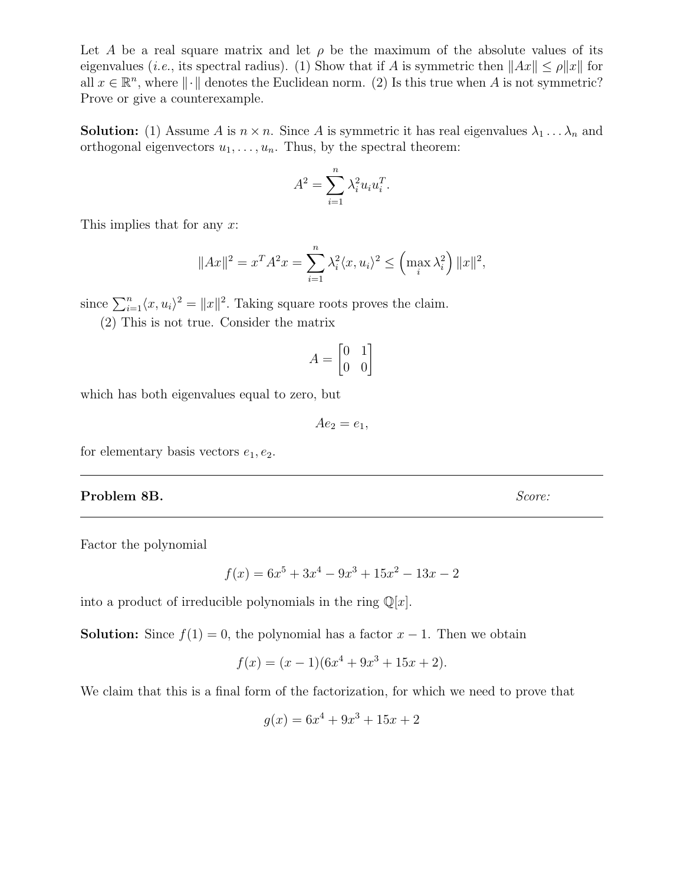Let $A$ be a real square matrix and let $\rho$ be the maximum of the absolute values of its eigenvalues (*i.e.*, its spectral radius). (1) Show that if $A$ is symmetric then $\|Ax\| \le \rho\|x\|$ for all $x \in \mathbb{R}^n$, where $\|\cdot\|$ denotes the Euclidean norm. (2) Is this true when $A$ is not symmetric? Prove or give a counterexample.

**Solution:** (1) Assume $A$ is $n \times n$. Since $A$ is symmetric it has real eigenvalues $\lambda_1 \dots \lambda_n$ and orthogonal eigenvectors $u_1, \dots, u_n$. Thus, by the spectral theorem:

$$A^2 = \sum_{i=1}^{n} \lambda_i^2 u_i u_i^T.$$

This implies that for any $x$:

$$\|Ax\|^2 = x^T A^2 x = \sum_{i=1}^{n} \lambda_i^2 \langle x, u_i \rangle^2 \le \left(\max_i \lambda_i^2\right) \|x\|^2,$$

since $\sum_{i=1}^{n} \langle x, u_i \rangle^2 = \|x\|^2$. Taking square roots proves the claim.

(2) This is not true. Consider the matrix

$$A = \begin{bmatrix} 0 & 1 \\ 0 & 0 \end{bmatrix}$$

which has both eigenvalues equal to zero, but

$$Ae_2 = e_1,$$

for elementary basis vectors $e_1, e_2$.

---

**Problem 8B.** *Score:*

---

Factor the polynomial

$$f(x) = 6x^5 + 3x^4 - 9x^3 + 15x^2 - 13x - 2$$

into a product of irreducible polynomials in the ring $\mathbb{Q}[x]$.

**Solution:** Since $f(1) = 0$, the polynomial has a factor $x - 1$. Then we obtain

$$f(x) = (x - 1)(6x^4 + 9x^3 + 15x + 2).$$

We claim that this is a final form of the factorization, for which we need to prove that

$$g(x) = 6x^4 + 9x^3 + 15x + 2$$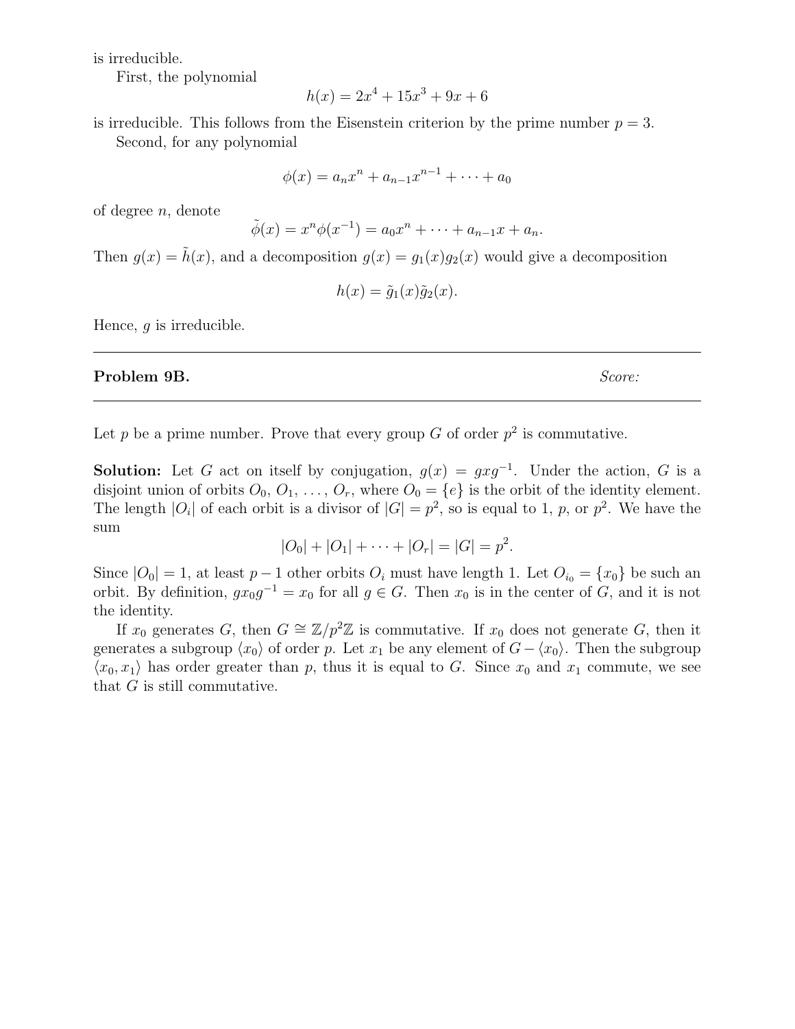is irreducible.

First, the polynomial

$$h(x) = 2x^4 + 15x^3 + 9x + 6$$

is irreducible. This follows from the Eisenstein criterion by the prime number $p = 3$.

Second, for any polynomial

$$\phi(x) = a_n x^n + a_{n-1}x^{n-1} + \cdots + a_0$$

of degree $n$, denote

$$\tilde{\phi}(x) = x^n \phi(x^{-1}) = a_0 x^n + \cdots + a_{n-1}x + a_n.$$

Then $g(x) = \tilde{h}(x)$, and a decomposition $g(x) = g_1(x)g_2(x)$ would give a decomposition

$$h(x) = \tilde{g}_1(x)\tilde{g}_2(x).$$

Hence, $g$ is irreducible.

---

**Problem 9B.** *Score:*

---

Let $p$ be a prime number. Prove that every group $G$ of order $p^2$ is commutative.

**Solution:** Let $G$ act on itself by conjugation, $g(x) = gxg^{-1}$. Under the action, $G$ is a disjoint union of orbits $O_0$, $O_1$, $\ldots$, $O_r$, where $O_0 = \{e\}$ is the orbit of the identity element. The length $|O_i|$ of each orbit is a divisor of $|G| = p^2$, so is equal to 1, $p$, or $p^2$. We have the sum

$$|O_0| + |O_1| + \cdots + |O_r| = |G| = p^2.$$

Since $|O_0| = 1$, at least $p - 1$ other orbits $O_i$ must have length 1. Let $O_{i_0} = \{x_0\}$ be such an orbit. By definition, $gx_0g^{-1} = x_0$ for all $g \in G$. Then $x_0$ is in the center of $G$, and it is not the identity.

If $x_0$ generates $G$, then $G \cong \mathbb{Z}/p^2\mathbb{Z}$ is commutative. If $x_0$ does not generate $G$, then it generates a subgroup $\langle x_0 \rangle$ of order $p$. Let $x_1$ be any element of $G - \langle x_0 \rangle$. Then the subgroup $\langle x_0, x_1 \rangle$ has order greater than $p$, thus it is equal to $G$. Since $x_0$ and $x_1$ commute, we see that $G$ is still commutative.